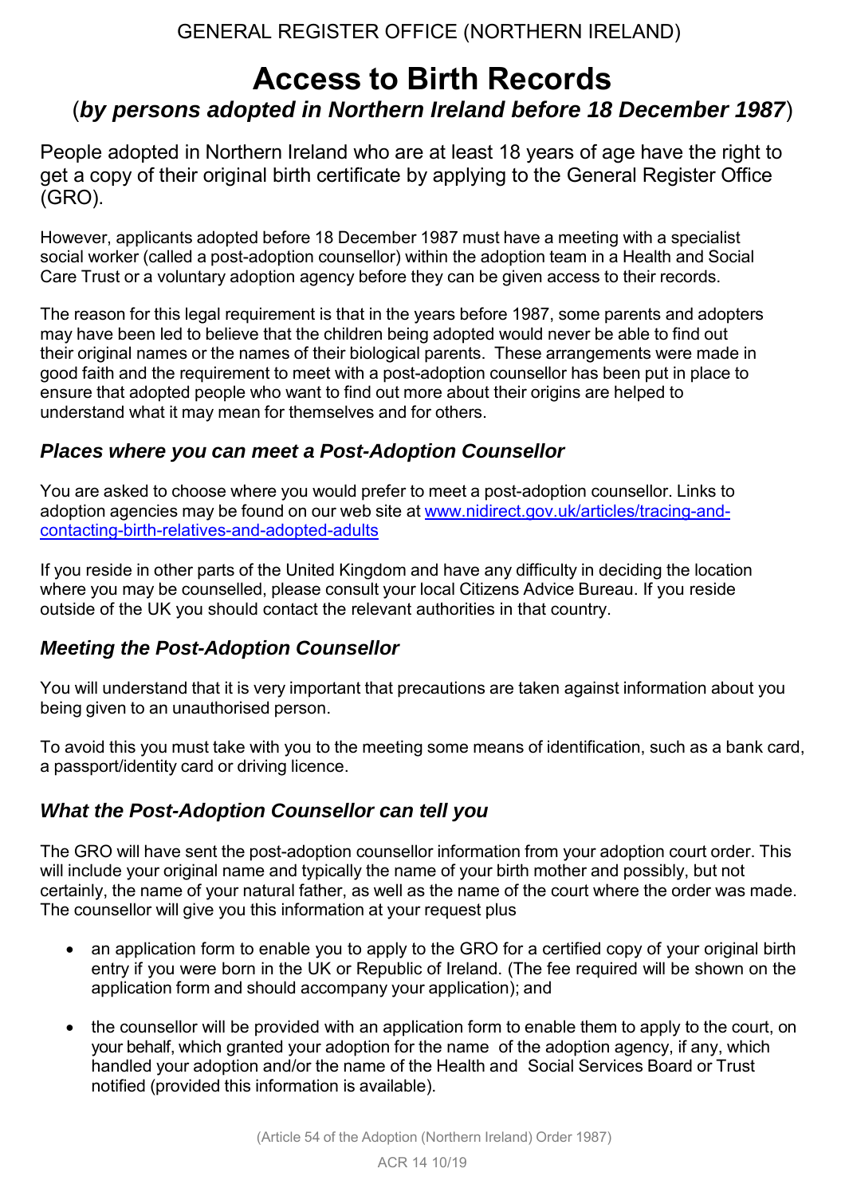GENERAL REGISTER OFFICE (NORTHERN IRELAND)

# Access to Birth Records

## (*by persons adopted in Northern Ireland before 18 December 1987*)

People adopted in Northern Ireland who are at least 18 years of age have the right to get a copy of their original birth certificate by applying to the General Register Office (GRO).

However, applicants adopted before 18 December 1987 must have a meeting with a specialist social worker (called a post-adoption counsellor) within the adoption team in a Health and Social Care Trust or a voluntary adoption agency before they can be given access to their records.

The reason for this legal requirement is that in the years before 1987, some parents and adopters may have been led to believe that the children being adopted would never be able to find out their original names or the names of their biological parents. These arrangements were made in good faith and the requirement to meet with a post-adoption counsellor has been put in place to ensure that adopted people who want to find out more about their origins are helped to understand what it may mean for themselves and for others.

### *Places where you can meet a Post-Adoption Counsellor*

You are asked to choose where you would prefer to meet a post-adoption counsellor. Links to adoption agencies may be found on our web site at [www.nidirect.gov.uk/articles/tracing-and-contacting-birth-relatives-and-adopted-adults](http://www.nidirect.gov.uk/articles/tracing-and-contacting-birth-relatives-and-adopted-adults)

If you reside in other parts of the United Kingdom and have any difficulty in deciding the location where you may be counselled, please consult your local Citizens Advice Bureau. If you reside outside of the UK you should contact the relevant authorities in that country.

### *Meeting the Post-Adoption Counsellor*

You will understand that it is very important that precautions are taken against information about you being given to an unauthorised person.

To avoid this you must take with you to the meeting some means of identification, such as a bank card, a passport/identity card or driving licence.

### *What the Post-Adoption Counsellor can tell you*

The GRO will have sent the post-adoption counsellor information from your adoption court order. This will include your original name and typically the name of your birth mother and possibly, but not certainly, the name of your natural father, as well as the name of the court where the order was made. The counsellor will give you this information at your request plus

- an application form to enable you to apply to the GRO for a certified copy of your original birth entry if you were born in the UK or Republic of Ireland. (The fee required will be shown on the application form and should accompany your application); and
- the counsellor will be provided with an application form to enable them to apply to the court, on your behalf, which granted your adoption for the name of the adoption agency, if any, which handled your adoption and/or the name of the Health and Social Services Board or Trust notified (provided this information is available).

(Article 54 of the Adoption (Northern Ireland) Order 1987)

ACR 14 10/19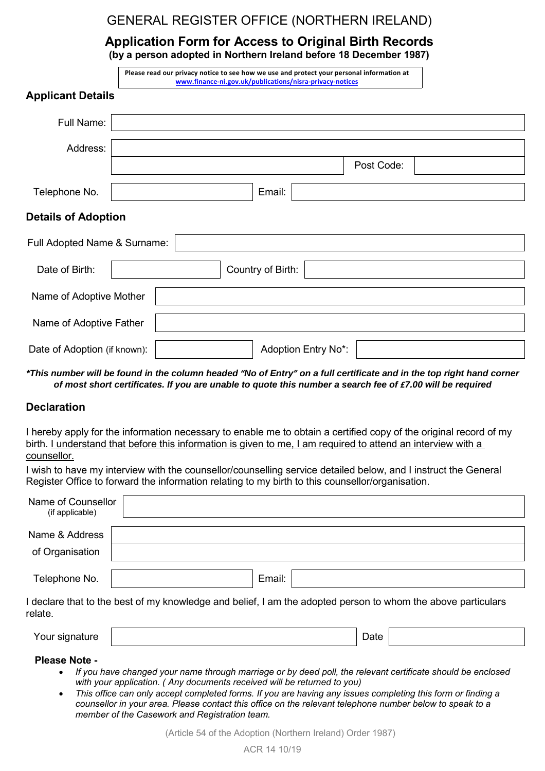GENERAL REGISTER OFFICE (NORTHERN IRELAND)

# Application Form for Access to Original Birth Records

**(by a person adopted in Northern Ireland before 18 December 1987)**

**Please read our privacy notice to see how we use and protect your personal information at www.finance-ni.gov.uk/publications/nisra-privacy-notices**

## Applicant Details

| | | | |
|---|---|---|---|
| Full Name: | | | |
| Address: | | | |
| | | Post Code: | |
| Telephone No. | | Email: | |

## Details of Adoption

| | | | |
|---|---|---|---|
| Full Adopted Name & Surname: | | | |
| Date of Birth: | | Country of Birth: | |
| Name of Adoptive Mother | | | |
| Name of Adoptive Father | | | |
| Date of Adoption (if known): | | Adoption Entry No*: | |

***This number will be found in the column headed "No of Entry" on a full certificate and in the top right hand corner of most short certificates. If you are unable to quote this number a search fee of £7.00 will be required***

## Declaration

I hereby apply for the information necessary to enable me to obtain a certified copy of the original record of my birth. I understand that before this information is given to me, I am required to attend an interview with a counsellor.

I wish to have my interview with the counsellor/counselling service detailed below, and I instruct the General Register Office to forward the information relating to my birth to this counsellor/organisation.

| | | | |
|---|---|---|---|
| Name of Counsellor (if applicable) | | | |
| Name & Address of Organisation | | | |
| Telephone No. | | Email: | |

I declare that to the best of my knowledge and belief, I am the adopted person to whom the above particulars relate.

| | | | |
|---|---|---|---|
| Your signature | | Date | |

**Please Note -**

- *If you have changed your name through marriage or by deed poll, the relevant certificate should be enclosed with your application. ( Any documents received will be returned to you)*
- *This office can only accept completed forms. If you are having any issues completing this form or finding a counsellor in your area. Please contact this office on the relevant telephone number below to speak to a member of the Casework and Registration team.*

(Article 54 of the Adoption (Northern Ireland) Order 1987)

ACR 14 10/19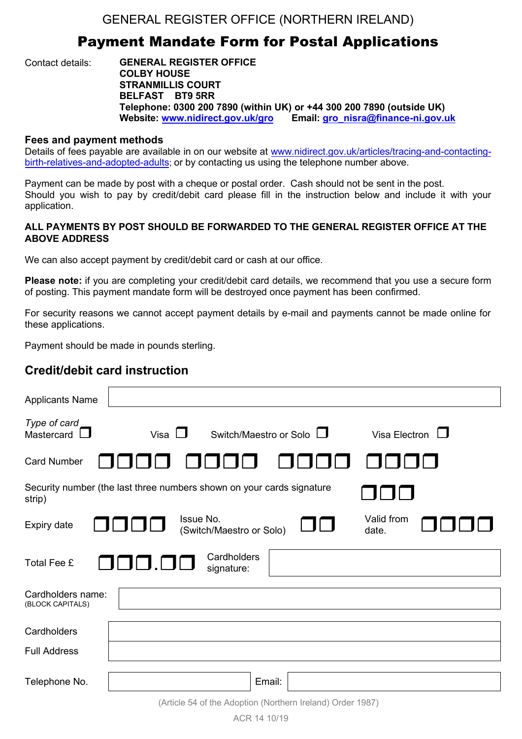GENERAL REGISTER OFFICE (NORTHERN IRELAND)

# Payment Mandate Form for Postal Applications

Contact details: **GENERAL REGISTER OFFICE**
**COLBY HOUSE**
**STRANMILLIS COURT**
**BELFAST BT9 5RR**
**Telephone: 0300 200 7890 (within UK) or +44 300 200 7890 (outside UK)**
**Website: www.nidirect.gov.uk/gro Email: gro_nisra@finance-ni.gov.uk**

### Fees and payment methods

Details of fees payable are available in on our website at www.nidirect.gov.uk/articles/tracing-and-contacting-birth-relatives-and-adopted-adults; or by contacting us using the telephone number above.

Payment can be made by post with a cheque or postal order. Cash should not be sent in the post. Should you wish to pay by credit/debit card please fill in the instruction below and include it with your application.

**ALL PAYMENTS BY POST SHOULD BE FORWARDED TO THE GENERAL REGISTER OFFICE AT THE ABOVE ADDRESS**

We can also accept payment by credit/debit card or cash at our office.

**Please note:** if you are completing your credit/debit card details, we recommend that you use a secure form of posting. This payment mandate form will be destroyed once payment has been confirmed.

For security reasons we cannot accept payment details by e-mail and payments cannot be made online for these applications.

Payment should be made in pounds sterling.

## Credit/debit card instruction

Applicants Name ______________________

*Type of card*
Mastercard ☐ Visa ☐ Switch/Maestro or Solo ☐ Visa Electron ☐

Card Number ☐☐☐☐ ☐☐☐☐ ☐☐☐☐ ☐☐☐☐

Security number (the last three numbers shown on your cards signature strip) ☐☐☐

Expiry date ☐☐☐☐ Issue No. (Switch/Maestro or Solo) ☐☐ Valid from date. ☐☐☐☐

Total Fee £ ☐☐☐.☐☐ Cardholders signature: ______________________

Cardholders name: (BLOCK CAPITALS) ______________________

Cardholders Full Address ______________________

Telephone No. ______________________ Email: ______________________

(Article 54 of the Adoption (Northern Ireland) Order 1987)

ACR 14 10/19